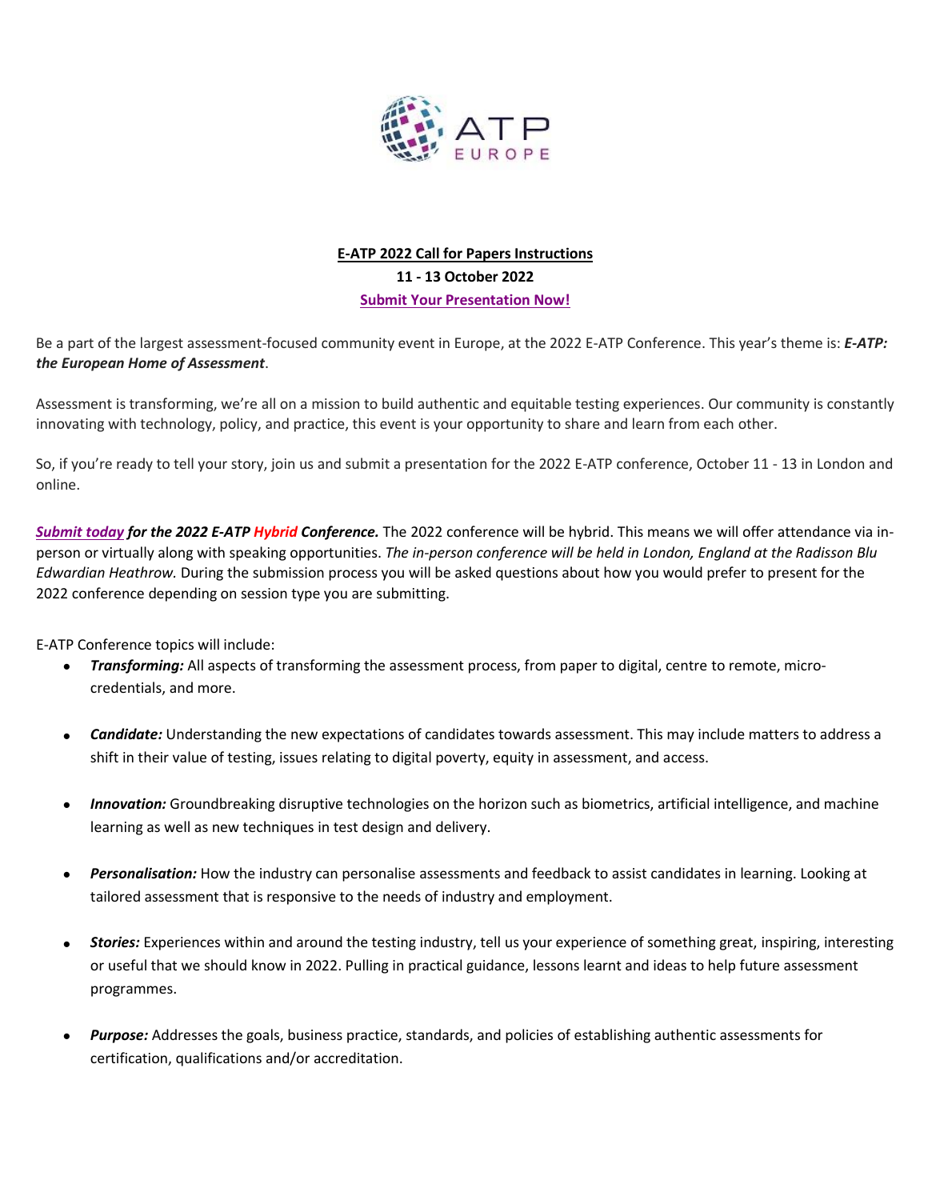**E-ATP 2022 Call for Papers Instructions**

**11 - 13 October 2022**

**Submit Your Presentation Now!**

Be a part of the largest assessment-focused community event in Europe, at the 2022 E-ATP Conference. This year's theme is: ***E-ATP: the European Home of Assessment***.

Assessment is transforming, we're all on a mission to build authentic and equitable testing experiences. Our community is constantly innovating with technology, policy, and practice, this event is your opportunity to share and learn from each other.

So, if you're ready to tell your story, join us and submit a presentation for the 2022 E-ATP conference, October 11 - 13 in London and online.

***Submit today for the 2022 E-ATP Hybrid Conference.*** The 2022 conference will be hybrid. This means we will offer attendance via in-person or virtually along with speaking opportunities. *The in-person conference will be held in London, England at the Radisson Blu Edwardian Heathrow.* During the submission process you will be asked questions about how you would prefer to present for the 2022 conference depending on session type you are submitting.

E-ATP Conference topics will include:

- ***Transforming:*** All aspects of transforming the assessment process, from paper to digital, centre to remote, micro-credentials, and more.
- ***Candidate:*** Understanding the new expectations of candidates towards assessment. This may include matters to address a shift in their value of testing, issues relating to digital poverty, equity in assessment, and access.
- ***Innovation:*** Groundbreaking disruptive technologies on the horizon such as biometrics, artificial intelligence, and machine learning as well as new techniques in test design and delivery.
- ***Personalisation:*** How the industry can personalise assessments and feedback to assist candidates in learning. Looking at tailored assessment that is responsive to the needs of industry and employment.
- ***Stories:*** Experiences within and around the testing industry, tell us your experience of something great, inspiring, interesting or useful that we should know in 2022. Pulling in practical guidance, lessons learnt and ideas to help future assessment programmes.
- ***Purpose:*** Addresses the goals, business practice, standards, and policies of establishing authentic assessments for certification, qualifications and/or accreditation.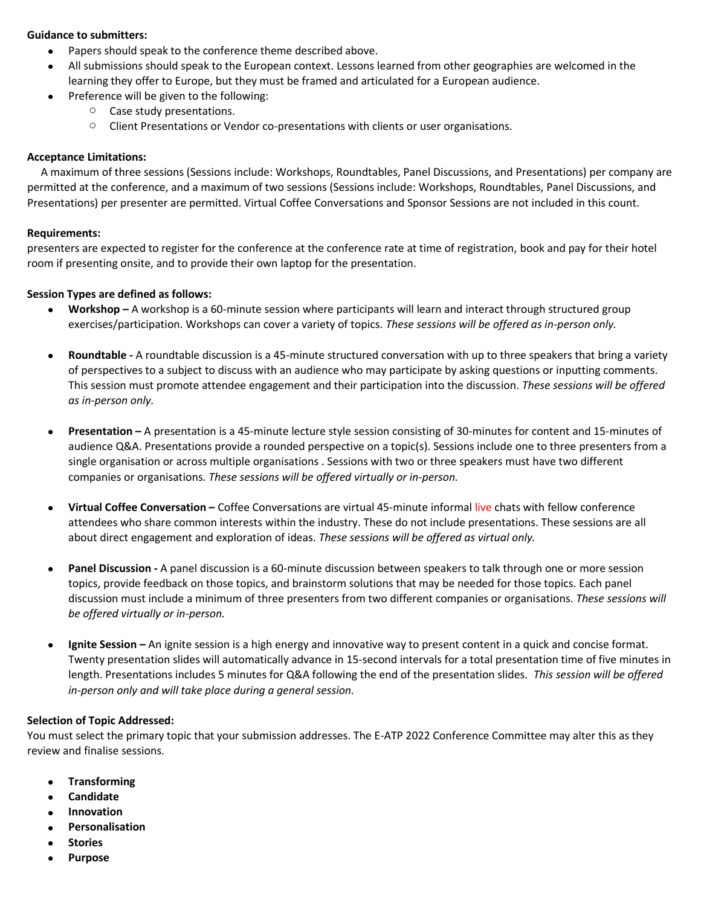**Guidance to submitters:**

- Papers should speak to the conference theme described above.
- All submissions should speak to the European context. Lessons learned from other geographies are welcomed in the learning they offer to Europe, but they must be framed and articulated for a European audience.
- Preference will be given to the following:
    - Case study presentations.
    - Client Presentations or Vendor co-presentations with clients or user organisations.

**Acceptance Limitations:**

A maximum of three sessions (Sessions include: Workshops, Roundtables, Panel Discussions, and Presentations) per company are permitted at the conference, and a maximum of two sessions (Sessions include: Workshops, Roundtables, Panel Discussions, and Presentations) per presenter are permitted. Virtual Coffee Conversations and Sponsor Sessions are not included in this count.

**Requirements:**

presenters are expected to register for the conference at the conference rate at time of registration, book and pay for their hotel room if presenting onsite, and to provide their own laptop for the presentation.

**Session Types are defined as follows:**

- **Workshop –** A workshop is a 60-minute session where participants will learn and interact through structured group exercises/participation. Workshops can cover a variety of topics. *These sessions will be offered as in-person only.*

- **Roundtable -** A roundtable discussion is a 45-minute structured conversation with up to three speakers that bring a variety of perspectives to a subject to discuss with an audience who may participate by asking questions or inputting comments. This session must promote attendee engagement and their participation into the discussion. *These sessions will be offered as in-person only.*

- **Presentation –** A presentation is a 45-minute lecture style session consisting of 30-minutes for content and 15-minutes of audience Q&A. Presentations provide a rounded perspective on a topic(s). Sessions include one to three presenters from a single organisation or across multiple organisations . Sessions with two or three speakers must have two different companies or organisations. *These sessions will be offered virtually or in-person.*

- **Virtual Coffee Conversation –** Coffee Conversations are virtual 45-minute informal live chats with fellow conference attendees who share common interests within the industry. These do not include presentations. These sessions are all about direct engagement and exploration of ideas. *These sessions will be offered as virtual only.*

- **Panel Discussion -** A panel discussion is a 60-minute discussion between speakers to talk through one or more session topics, provide feedback on those topics, and brainstorm solutions that may be needed for those topics. Each panel discussion must include a minimum of three presenters from two different companies or organisations. *These sessions will be offered virtually or in-person.*

- **Ignite Session –** An ignite session is a high energy and innovative way to present content in a quick and concise format. Twenty presentation slides will automatically advance in 15-second intervals for a total presentation time of five minutes in length. Presentations includes 5 minutes for Q&A following the end of the presentation slides. *This session will be offered in-person only and will take place during a general session.*

**Selection of Topic Addressed:**

You must select the primary topic that your submission addresses. The E-ATP 2022 Conference Committee may alter this as they review and finalise sessions.

- **Transforming**
- **Candidate**
- **Innovation**
- **Personalisation**
- **Stories**
- **Purpose**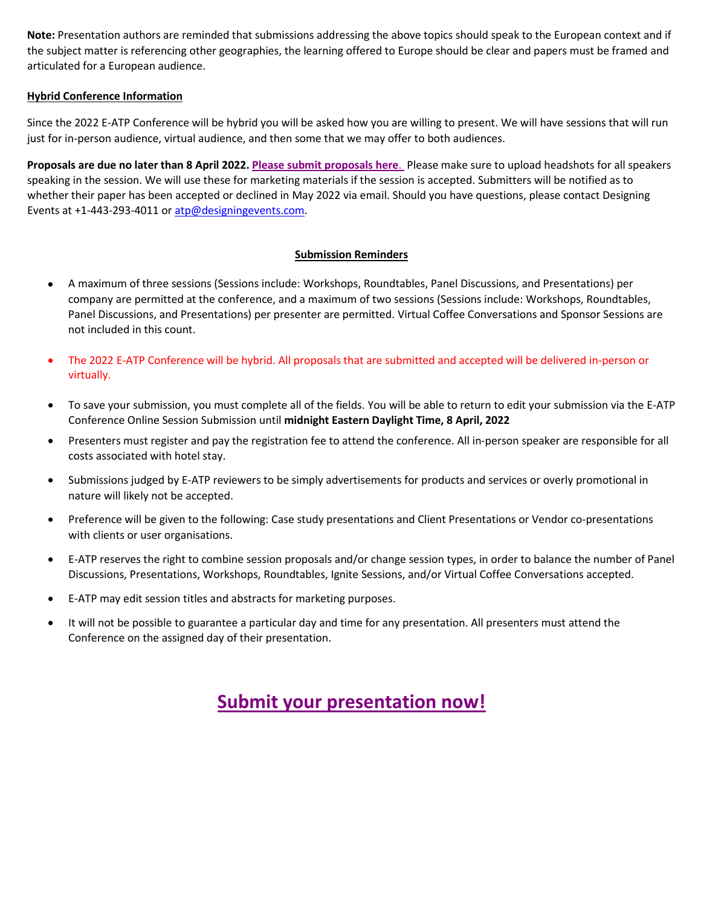**Note:** Presentation authors are reminded that submissions addressing the above topics should speak to the European context and if the subject matter is referencing other geographies, the learning offered to Europe should be clear and papers must be framed and articulated for a European audience.

**Hybrid Conference Information**

Since the 2022 E-ATP Conference will be hybrid you will be asked how you are willing to present. We will have sessions that will run just for in-person audience, virtual audience, and then some that we may offer to both audiences.

**Proposals are due no later than 8 April 2022.** **Please submit proposals here.** Please make sure to upload headshots for all speakers speaking in the session. We will use these for marketing materials if the session is accepted. Submitters will be notified as to whether their paper has been accepted or declined in May 2022 via email. Should you have questions, please contact Designing Events at +1-443-293-4011 or atp@designingevents.com.

## Submission Reminders

- A maximum of three sessions (Sessions include: Workshops, Roundtables, Panel Discussions, and Presentations) per company are permitted at the conference, and a maximum of two sessions (Sessions include: Workshops, Roundtables, Panel Discussions, and Presentations) per presenter are permitted. Virtual Coffee Conversations and Sponsor Sessions are not included in this count.
- The 2022 E-ATP Conference will be hybrid. All proposals that are submitted and accepted will be delivered in-person or virtually.
- To save your submission, you must complete all of the fields. You will be able to return to edit your submission via the E-ATP Conference Online Session Submission until **midnight Eastern Daylight Time, 8 April, 2022**
- Presenters must register and pay the registration fee to attend the conference. All in-person speaker are responsible for all costs associated with hotel stay.
- Submissions judged by E-ATP reviewers to be simply advertisements for products and services or overly promotional in nature will likely not be accepted.
- Preference will be given to the following: Case study presentations and Client Presentations or Vendor co-presentations with clients or user organisations.
- E-ATP reserves the right to combine session proposals and/or change session types, in order to balance the number of Panel Discussions, Presentations, Workshops, Roundtables, Ignite Sessions, and/or Virtual Coffee Conversations accepted.
- E-ATP may edit session titles and abstracts for marketing purposes.
- It will not be possible to guarantee a particular day and time for any presentation. All presenters must attend the Conference on the assigned day of their presentation.

# Submit your presentation now!